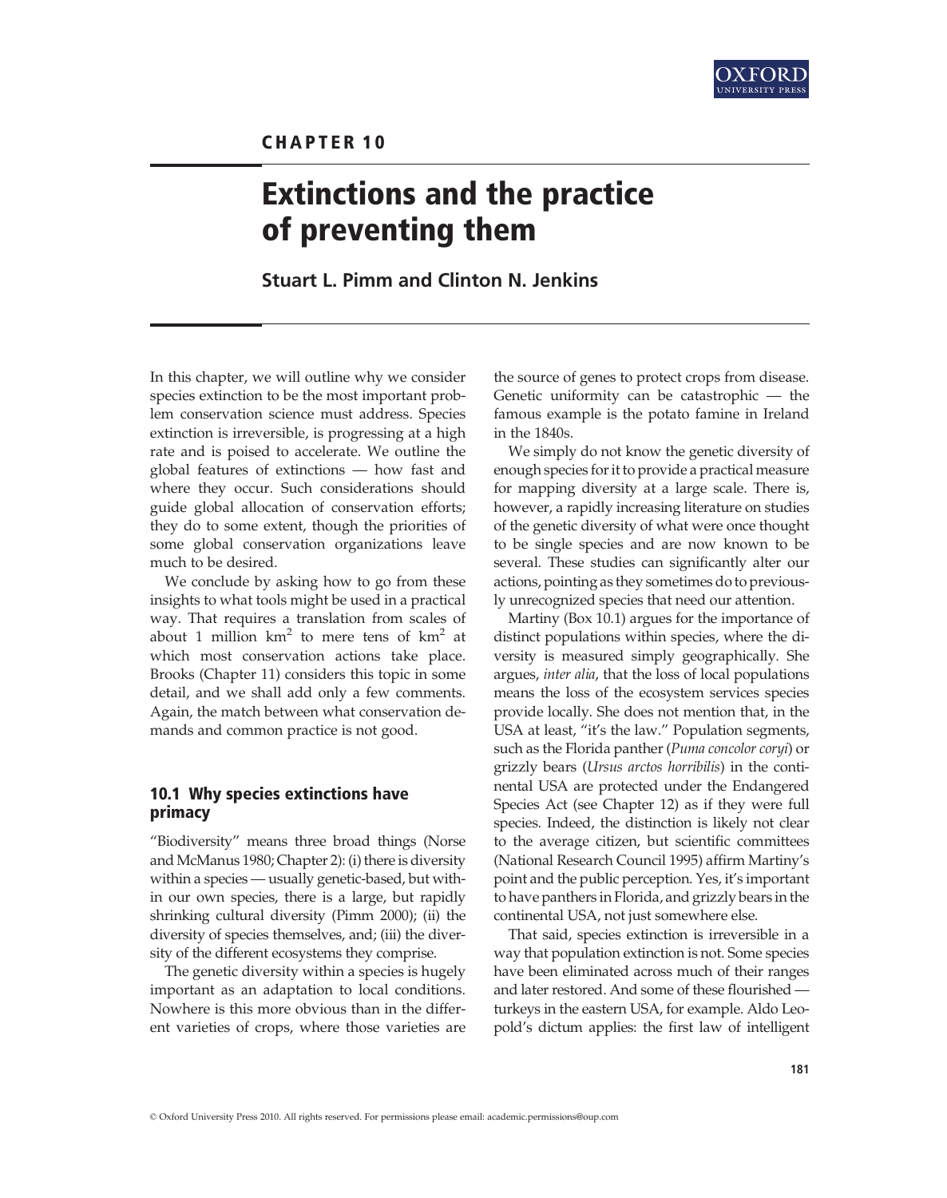CHAPTER 10

# Extinctions and the practice of preventing them

**Stuart L. Pimm and Clinton N. Jenkins**

In this chapter, we will outline why we consider species extinction to be the most important problem conservation science must address. Species extinction is irreversible, is progressing at a high rate and is poised to accelerate. We outline the global features of extinctions — how fast and where they occur. Such considerations should guide global allocation of conservation efforts; they do to some extent, though the priorities of some global conservation organizations leave much to be desired.

We conclude by asking how to go from these insights to what tools might be used in a practical way. That requires a translation from scales of about 1 million $km^2$ to mere tens of $km^2$ at which most conservation actions take place. Brooks (Chapter 11) considers this topic in some detail, and we shall add only a few comments. Again, the match between what conservation demands and common practice is not good.

## 10.1 Why species extinctions have primacy

"Biodiversity" means three broad things (Norse and McManus 1980; Chapter 2): (i) there is diversity within a species — usually genetic-based, but within our own species, there is a large, but rapidly shrinking cultural diversity (Pimm 2000); (ii) the diversity of species themselves, and; (iii) the diversity of the different ecosystems they comprise.

The genetic diversity within a species is hugely important as an adaptation to local conditions. Nowhere is this more obvious than in the different varieties of crops, where those varieties are the source of genes to protect crops from disease. Genetic uniformity can be catastrophic — the famous example is the potato famine in Ireland in the 1840s.

We simply do not know the genetic diversity of enough species for it to provide a practical measure for mapping diversity at a large scale. There is, however, a rapidly increasing literature on studies of the genetic diversity of what were once thought to be single species and are now known to be several. These studies can significantly alter our actions, pointing as they sometimes do to previously unrecognized species that need our attention.

Martiny (Box 10.1) argues for the importance of distinct populations within species, where the diversity is measured simply geographically. She argues, *inter alia*, that the loss of local populations means the loss of the ecosystem services species provide locally. She does not mention that, in the USA at least, "it's the law." Population segments, such as the Florida panther (*Puma concolor coryi*) or grizzly bears (*Ursus arctos horribilis*) in the continental USA are protected under the Endangered Species Act (see Chapter 12) as if they were full species. Indeed, the distinction is likely not clear to the average citizen, but scientific committees (National Research Council 1995) affirm Martiny's point and the public perception. Yes, it's important to have panthers in Florida, and grizzly bears in the continental USA, not just somewhere else.

That said, species extinction is irreversible in a way that population extinction is not. Some species have been eliminated across much of their ranges and later restored. And some of these flourished — turkeys in the eastern USA, for example. Aldo Leopold's dictum applies: the first law of intelligent

© Oxford University Press 2010. All rights reserved. For permissions please email: academic.permissions@oup.com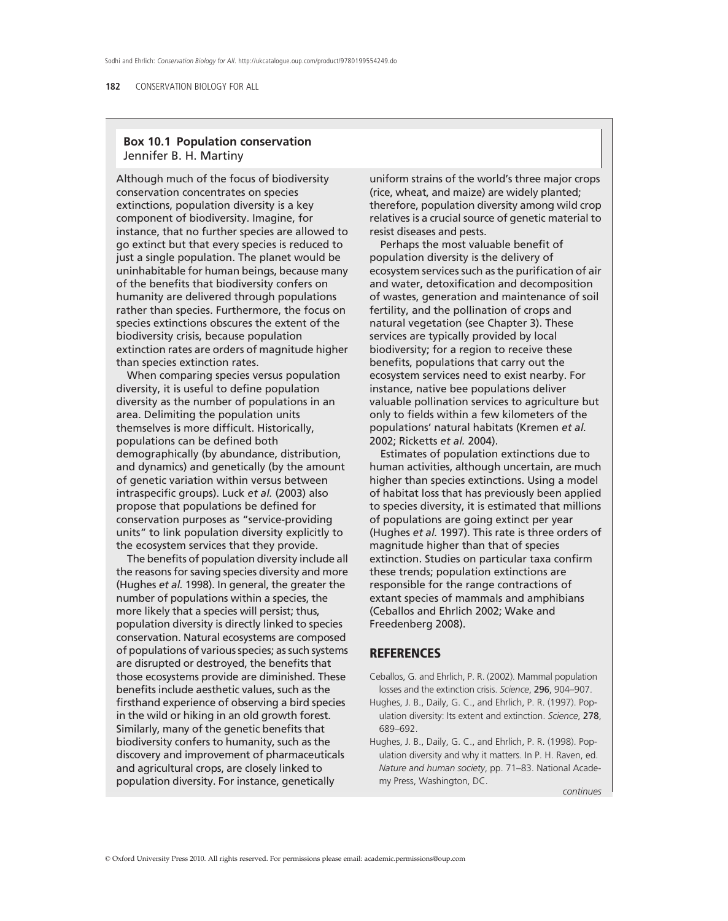## Box 10.1 Population conservation

Jennifer B. H. Martiny

Although much of the focus of biodiversity conservation concentrates on species extinctions, population diversity is a key component of biodiversity. Imagine, for instance, that no further species are allowed to go extinct but that every species is reduced to just a single population. The planet would be uninhabitable for human beings, because many of the benefits that biodiversity confers on humanity are delivered through populations rather than species. Furthermore, the focus on species extinctions obscures the extent of the biodiversity crisis, because population extinction rates are orders of magnitude higher than species extinction rates.

When comparing species versus population diversity, it is useful to define population diversity as the number of populations in an area. Delimiting the population units themselves is more difficult. Historically, populations can be defined both demographically (by abundance, distribution, and dynamics) and genetically (by the amount of genetic variation within versus between intraspecific groups). Luck *et al.* (2003) also propose that populations be defined for conservation purposes as "service-providing units" to link population diversity explicitly to the ecosystem services that they provide.

The benefits of population diversity include all the reasons for saving species diversity and more (Hughes *et al.* 1998). In general, the greater the number of populations within a species, the more likely that a species will persist; thus, population diversity is directly linked to species conservation. Natural ecosystems are composed of populations of various species; as such systems are disrupted or destroyed, the benefits that those ecosystems provide are diminished. These benefits include aesthetic values, such as the firsthand experience of observing a bird species in the wild or hiking in an old growth forest. Similarly, many of the genetic benefits that biodiversity confers to humanity, such as the discovery and improvement of pharmaceuticals and agricultural crops, are closely linked to population diversity. For instance, genetically uniform strains of the world's three major crops (rice, wheat, and maize) are widely planted; therefore, population diversity among wild crop relatives is a crucial source of genetic material to resist diseases and pests.

Perhaps the most valuable benefit of population diversity is the delivery of ecosystem services such as the purification of air and water, detoxification and decomposition of wastes, generation and maintenance of soil fertility, and the pollination of crops and natural vegetation (see Chapter 3). These services are typically provided by local biodiversity; for a region to receive these benefits, populations that carry out the ecosystem services need to exist nearby. For instance, native bee populations deliver valuable pollination services to agriculture but only to fields within a few kilometers of the populations' natural habitats (Kremen *et al.* 2002; Ricketts *et al.* 2004).

Estimates of population extinctions due to human activities, although uncertain, are much higher than species extinctions. Using a model of habitat loss that has previously been applied to species diversity, it is estimated that millions of populations are going extinct per year (Hughes *et al.* 1997). This rate is three orders of magnitude higher than that of species extinction. Studies on particular taxa confirm these trends; population extinctions are responsible for the range contractions of extant species of mammals and amphibians (Ceballos and Ehrlich 2002; Wake and Freedenberg 2008).

### REFERENCES

Ceballos, G. and Ehrlich, P. R. (2002). Mammal population losses and the extinction crisis. *Science*, **296**, 904–907.

Hughes, J. B., Daily, G. C., and Ehrlich, P. R. (1997). Population diversity: Its extent and extinction. *Science*, **278**, 689–692.

Hughes, J. B., Daily, G. C., and Ehrlich, P. R. (1998). Population diversity and why it matters. In P. H. Raven, ed. *Nature and human society*, pp. 71–83. National Academy Press, Washington, DC.

*continues*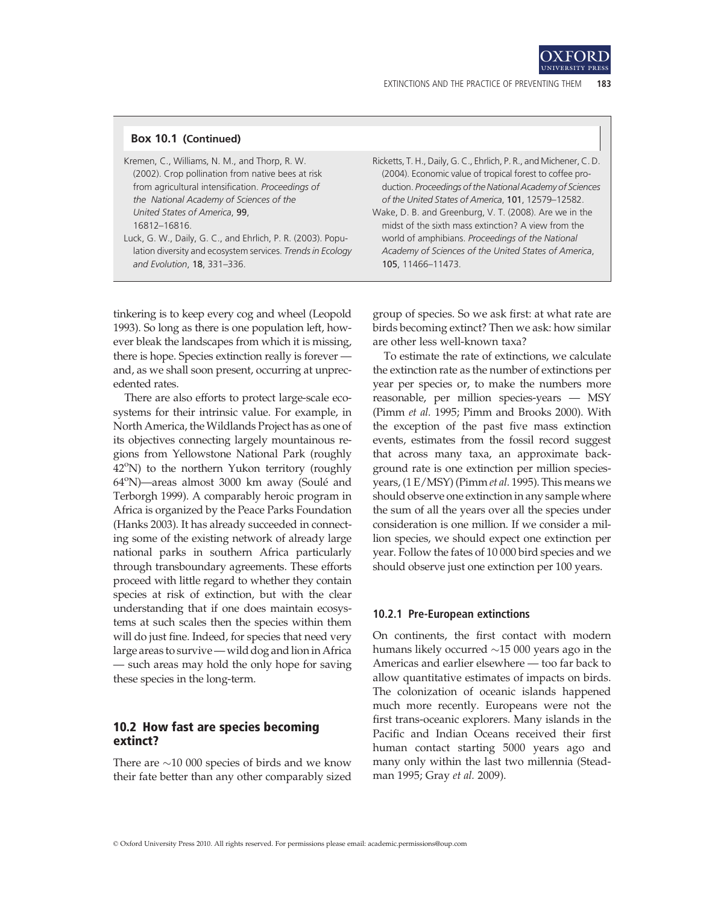**Box 10.1 (Continued)**

Kremen, C., Williams, N. M., and Thorp, R. W. (2002). Crop pollination from native bees at risk from agricultural intensification. *Proceedings of the National Academy of Sciences of the United States of America*, **99**, 16812–16816.

Luck, G. W., Daily, G. C., and Ehrlich, P. R. (2003). Population diversity and ecosystem services. *Trends in Ecology and Evolution*, **18**, 331–336.

Ricketts, T. H., Daily, G. C., Ehrlich, P. R., and Michener, C. D. (2004). Economic value of tropical forest to coffee production. *Proceedings of the National Academy of Sciences of the United States of America*, **101**, 12579–12582.

Wake, D. B. and Greenburg, V. T. (2008). Are we in the midst of the sixth mass extinction? A view from the world of amphibians. *Proceedings of the National Academy of Sciences of the United States of America*, **105**, 11466–11473.

tinkering is to keep every cog and wheel (Leopold 1993). So long as there is one population left, however bleak the landscapes from which it is missing, there is hope. Species extinction really is forever — and, as we shall soon present, occurring at unprecedented rates.

There are also efforts to protect large-scale ecosystems for their intrinsic value. For example, in North America, the Wildlands Project has as one of its objectives connecting largely mountainous regions from Yellowstone National Park (roughly 42°N) to the northern Yukon territory (roughly 64°N)—areas almost 3000 km away (Soulé and Terborgh 1999). A comparably heroic program in Africa is organized by the Peace Parks Foundation (Hanks 2003). It has already succeeded in connecting some of the existing network of already large national parks in southern Africa particularly through transboundary agreements. These efforts proceed with little regard to whether they contain species at risk of extinction, but with the clear understanding that if one does maintain ecosystems at such scales then the species within them will do just fine. Indeed, for species that need very large areas to survive — wild dog and lion in Africa — such areas may hold the only hope for saving these species in the long-term.

## 10.2 How fast are species becoming extinct?

There are ~10 000 species of birds and we know their fate better than any other comparably sized group of species. So we ask first: at what rate are birds becoming extinct? Then we ask: how similar are other less well-known taxa?

To estimate the rate of extinctions, we calculate the extinction rate as the number of extinctions per year per species or, to make the numbers more reasonable, per million species-years — MSY (Pimm *et al.* 1995; Pimm and Brooks 2000). With the exception of the past five mass extinction events, estimates from the fossil record suggest that across many taxa, an approximate background rate is one extinction per million species-years, (1 E/MSY) (Pimm *et al.* 1995). This means we should observe one extinction in any sample where the sum of all the years over all the species under consideration is one million. If we consider a million species, we should expect one extinction per year. Follow the fates of 10 000 bird species and we should observe just one extinction per 100 years.

### 10.2.1 Pre-European extinctions

On continents, the first contact with modern humans likely occurred ~15 000 years ago in the Americas and earlier elsewhere — too far back to allow quantitative estimates of impacts on birds. The colonization of oceanic islands happened much more recently. Europeans were not the first trans-oceanic explorers. Many islands in the Pacific and Indian Oceans received their first human contact starting 5000 years ago and many only within the last two millennia (Steadman 1995; Gray *et al.* 2009).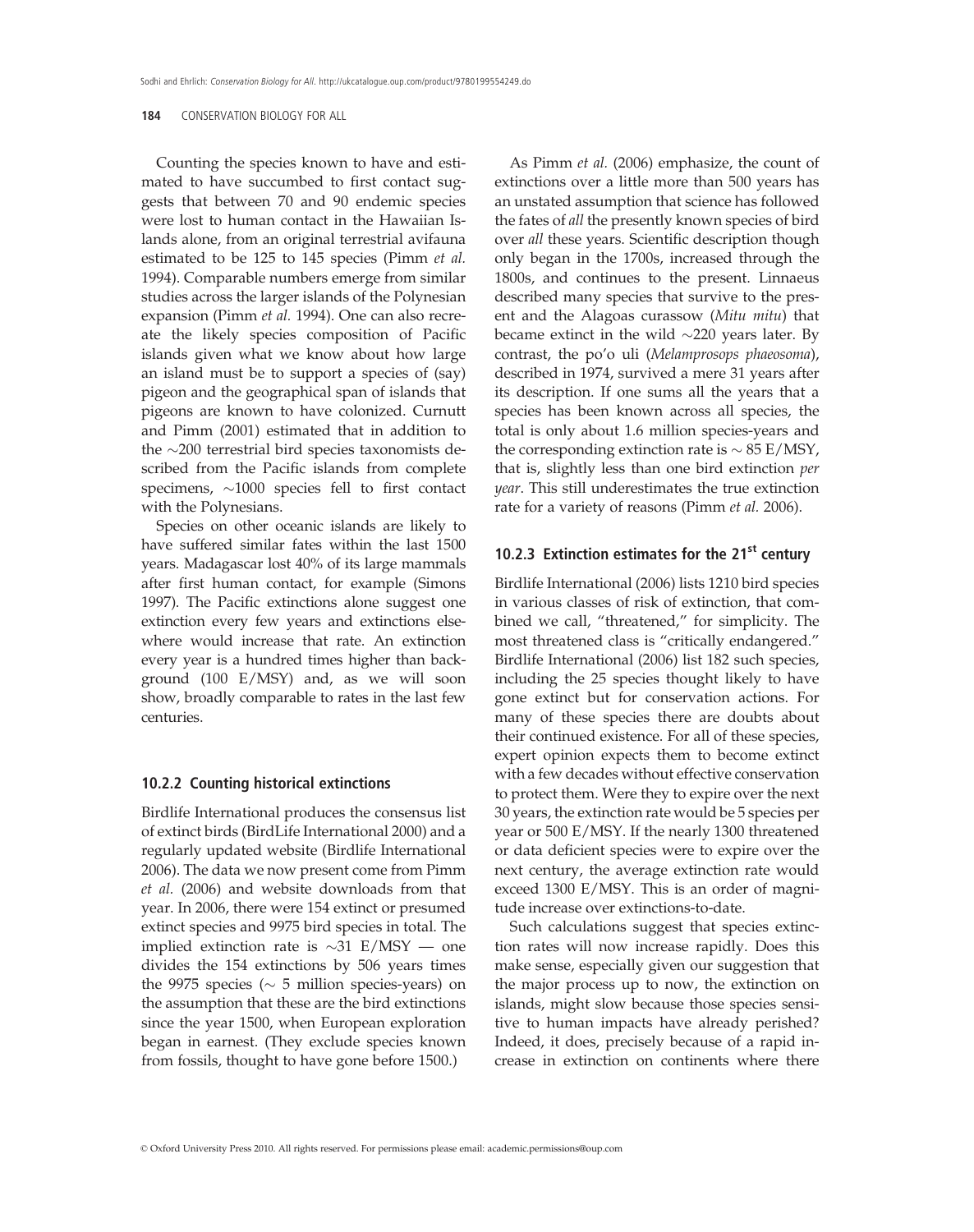Counting the species known to have and estimated to have succumbed to first contact suggests that between 70 and 90 endemic species were lost to human contact in the Hawaiian Islands alone, from an original terrestrial avifauna estimated to be 125 to 145 species (Pimm *et al.* 1994). Comparable numbers emerge from similar studies across the larger islands of the Polynesian expansion (Pimm *et al.* 1994). One can also recreate the likely species composition of Pacific islands given what we know about how large an island must be to support a species of (say) pigeon and the geographical span of islands that pigeons are known to have colonized. Curnutt and Pimm (2001) estimated that in addition to the ~200 terrestrial bird species taxonomists described from the Pacific islands from complete specimens, ~1000 species fell to first contact with the Polynesians.

Species on other oceanic islands are likely to have suffered similar fates within the last 1500 years. Madagascar lost 40% of its large mammals after first human contact, for example (Simons 1997). The Pacific extinctions alone suggest one extinction every few years and extinctions elsewhere would increase that rate. An extinction every year is a hundred times higher than background (100 E/MSY) and, as we will soon show, broadly comparable to rates in the last few centuries.

### 10.2.2 Counting historical extinctions

Birdlife International produces the consensus list of extinct birds (BirdLife International 2000) and a regularly updated website (Birdlife International 2006). The data we now present come from Pimm *et al.* (2006) and website downloads from that year. In 2006, there were 154 extinct or presumed extinct species and 9975 bird species in total. The implied extinction rate is ~31 E/MSY — one divides the 154 extinctions by 506 years times the 9975 species (~ 5 million species-years) on the assumption that these are the bird extinctions since the year 1500, when European exploration began in earnest. (They exclude species known from fossils, thought to have gone before 1500.)

As Pimm *et al.* (2006) emphasize, the count of extinctions over a little more than 500 years has an unstated assumption that science has followed the fates of *all* the presently known species of bird over *all* these years. Scientific description though only began in the 1700s, increased through the 1800s, and continues to the present. Linnaeus described many species that survive to the present and the Alagoas curassow (*Mitu mitu*) that became extinct in the wild ~220 years later. By contrast, the po'o uli (*Melamprosops phaeosoma*), described in 1974, survived a mere 31 years after its description. If one sums all the years that a species has been known across all species, the total is only about 1.6 million species-years and the corresponding extinction rate is ~ 85 E/MSY, that is, slightly less than one bird extinction *per year*. This still underestimates the true extinction rate for a variety of reasons (Pimm *et al.* 2006).

### 10.2.3 Extinction estimates for the 21st century

Birdlife International (2006) lists 1210 bird species in various classes of risk of extinction, that combined we call, "threatened," for simplicity. The most threatened class is "critically endangered." Birdlife International (2006) list 182 such species, including the 25 species thought likely to have gone extinct but for conservation actions. For many of these species there are doubts about their continued existence. For all of these species, expert opinion expects them to become extinct with a few decades without effective conservation to protect them. Were they to expire over the next 30 years, the extinction rate would be 5 species per year or 500 E/MSY. If the nearly 1300 threatened or data deficient species were to expire over the next century, the average extinction rate would exceed 1300 E/MSY. This is an order of magnitude increase over extinctions-to-date.

Such calculations suggest that species extinction rates will now increase rapidly. Does this make sense, especially given our suggestion that the major process up to now, the extinction on islands, might slow because those species sensitive to human impacts have already perished? Indeed, it does, precisely because of a rapid increase in extinction on continents where there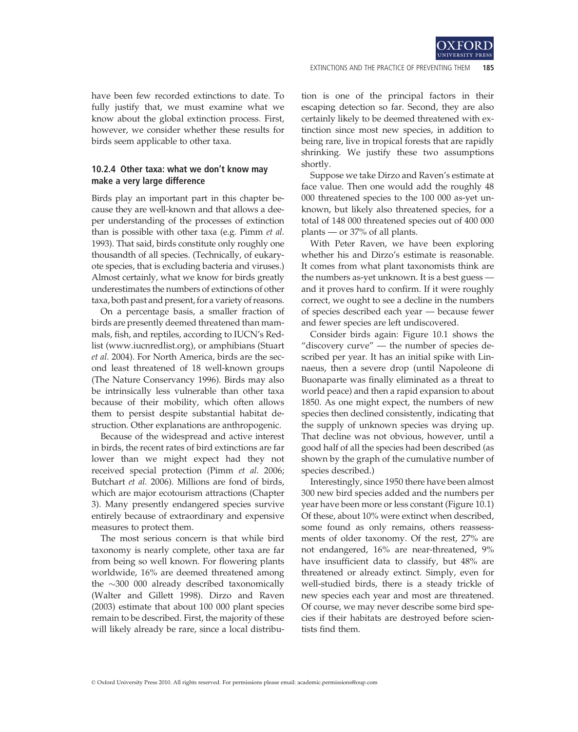have been few recorded extinctions to date. To fully justify that, we must examine what we know about the global extinction process. First, however, we consider whether these results for birds seem applicable to other taxa.

### 10.2.4 Other taxa: what we don't know may make a very large difference

Birds play an important part in this chapter because they are well-known and that allows a deeper understanding of the processes of extinction than is possible with other taxa (e.g. Pimm *et al.* 1993). That said, birds constitute only roughly one thousandth of all species. (Technically, of eukaryote species, that is excluding bacteria and viruses.) Almost certainly, what we know for birds greatly underestimates the numbers of extinctions of other taxa, both past and present, for a variety of reasons.

On a percentage basis, a smaller fraction of birds are presently deemed threatened than mammals, fish, and reptiles, according to IUCN's Redlist (www.iucnredlist.org), or amphibians (Stuart *et al.* 2004). For North America, birds are the second least threatened of 18 well-known groups (The Nature Conservancy 1996). Birds may also be intrinsically less vulnerable than other taxa because of their mobility, which often allows them to persist despite substantial habitat destruction. Other explanations are anthropogenic.

Because of the widespread and active interest in birds, the recent rates of bird extinctions are far lower than we might expect had they not received special protection (Pimm *et al.* 2006; Butchart *et al.* 2006). Millions are fond of birds, which are major ecotourism attractions (Chapter 3). Many presently endangered species survive entirely because of extraordinary and expensive measures to protect them.

The most serious concern is that while bird taxonomy is nearly complete, other taxa are far from being so well known. For flowering plants worldwide, 16% are deemed threatened among the ~300 000 already described taxonomically (Walter and Gillett 1998). Dirzo and Raven (2003) estimate that about 100 000 plant species remain to be described. First, the majority of these will likely already be rare, since a local distribution is one of the principal factors in their escaping detection so far. Second, they are also certainly likely to be deemed threatened with extinction since most new species, in addition to being rare, live in tropical forests that are rapidly shrinking. We justify these two assumptions shortly.

Suppose we take Dirzo and Raven's estimate at face value. Then one would add the roughly 48 000 threatened species to the 100 000 as-yet unknown, but likely also threatened species, for a total of 148 000 threatened species out of 400 000 plants — or 37% of all plants.

With Peter Raven, we have been exploring whether his and Dirzo's estimate is reasonable. It comes from what plant taxonomists think are the numbers as-yet unknown. It is a best guess — and it proves hard to confirm. If it were roughly correct, we ought to see a decline in the numbers of species described each year — because fewer and fewer species are left undiscovered.

Consider birds again: Figure 10.1 shows the "discovery curve" — the number of species described per year. It has an initial spike with Linnaeus, then a severe drop (until Napoleone di Buonaparte was finally eliminated as a threat to world peace) and then a rapid expansion to about 1850. As one might expect, the numbers of new species then declined consistently, indicating that the supply of unknown species was drying up. That decline was not obvious, however, until a good half of all the species had been described (as shown by the graph of the cumulative number of species described.)

Interestingly, since 1950 there have been almost 300 new bird species added and the numbers per year have been more or less constant (Figure 10.1) Of these, about 10% were extinct when described, some found as only remains, others reassessments of older taxonomy. Of the rest, 27% are not endangered, 16% are near-threatened, 9% have insufficient data to classify, but 48% are threatened or already extinct. Simply, even for well-studied birds, there is a steady trickle of new species each year and most are threatened. Of course, we may never describe some bird species if their habitats are destroyed before scientists find them.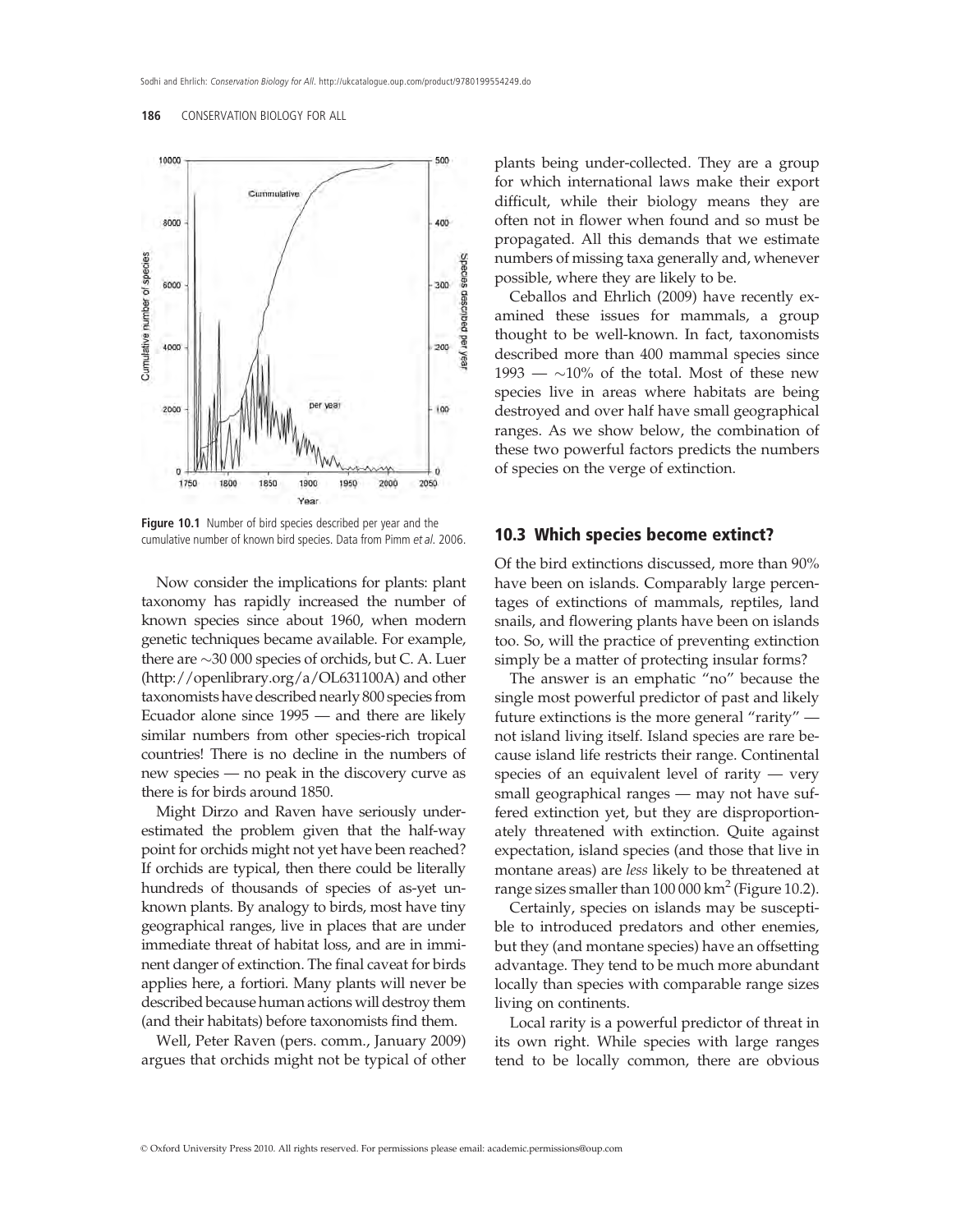10000

8000

6000

4000

2000

0

Cumulative number of species

Cummulative

per year

500

400

300

200

100

0

Species described per year

1750 1800 1850 1900 1950 2000 2050

Year

**Figure 10.1** Number of bird species described per year and the cumulative number of known bird species. Data from Pimm *et al*. 2006.

Now consider the implications for plants: plant taxonomy has rapidly increased the number of known species since about 1960, when modern genetic techniques became available. For example, there are ~30 000 species of orchids, but C. A. Luer (http://openlibrary.org/a/OL631100A) and other taxonomists have described nearly 800 species from Ecuador alone since 1995 — and there are likely similar numbers from other species-rich tropical countries! There is no decline in the numbers of new species — no peak in the discovery curve as there is for birds around 1850.

Might Dirzo and Raven have seriously underestimated the problem given that the half-way point for orchids might not yet have been reached? If orchids are typical, then there could be literally hundreds of thousands of species of as-yet unknown plants. By analogy to birds, most have tiny geographical ranges, live in places that are under immediate threat of habitat loss, and are in imminent danger of extinction. The final caveat for birds applies here, a fortiori. Many plants will never be described because human actions will destroy them (and their habitats) before taxonomists find them.

Well, Peter Raven (pers. comm., January 2009) argues that orchids might not be typical of other plants being under-collected. They are a group for which international laws make their export difficult, while their biology means they are often not in flower when found and so must be propagated. All this demands that we estimate numbers of missing taxa generally and, whenever possible, where they are likely to be.

Ceballos and Ehrlich (2009) have recently examined these issues for mammals, a group thought to be well-known. In fact, taxonomists described more than 400 mammal species since 1993 — ~10% of the total. Most of these new species live in areas where habitats are being destroyed and over half have small geographical ranges. As we show below, the combination of these two powerful factors predicts the numbers of species on the verge of extinction.

## 10.3 Which species become extinct?

Of the bird extinctions discussed, more than 90% have been on islands. Comparably large percentages of extinctions of mammals, reptiles, land snails, and flowering plants have been on islands too. So, will the practice of preventing extinction simply be a matter of protecting insular forms?

The answer is an emphatic "no" because the single most powerful predictor of past and likely future extinctions is the more general "rarity" — not island living itself. Island species are rare because island life restricts their range. Continental species of an equivalent level of rarity — very small geographical ranges — may not have suffered extinction yet, but they are disproportionately threatened with extinction. Quite against expectation, island species (and those that live in montane areas) are *less* likely to be threatened at range sizes smaller than 100 000 km$^2$ (Figure 10.2).

Certainly, species on islands may be susceptible to introduced predators and other enemies, but they (and montane species) have an offsetting advantage. They tend to be much more abundant locally than species with comparable range sizes living on continents.

Local rarity is a powerful predictor of threat in its own right. While species with large ranges tend to be locally common, there are obvious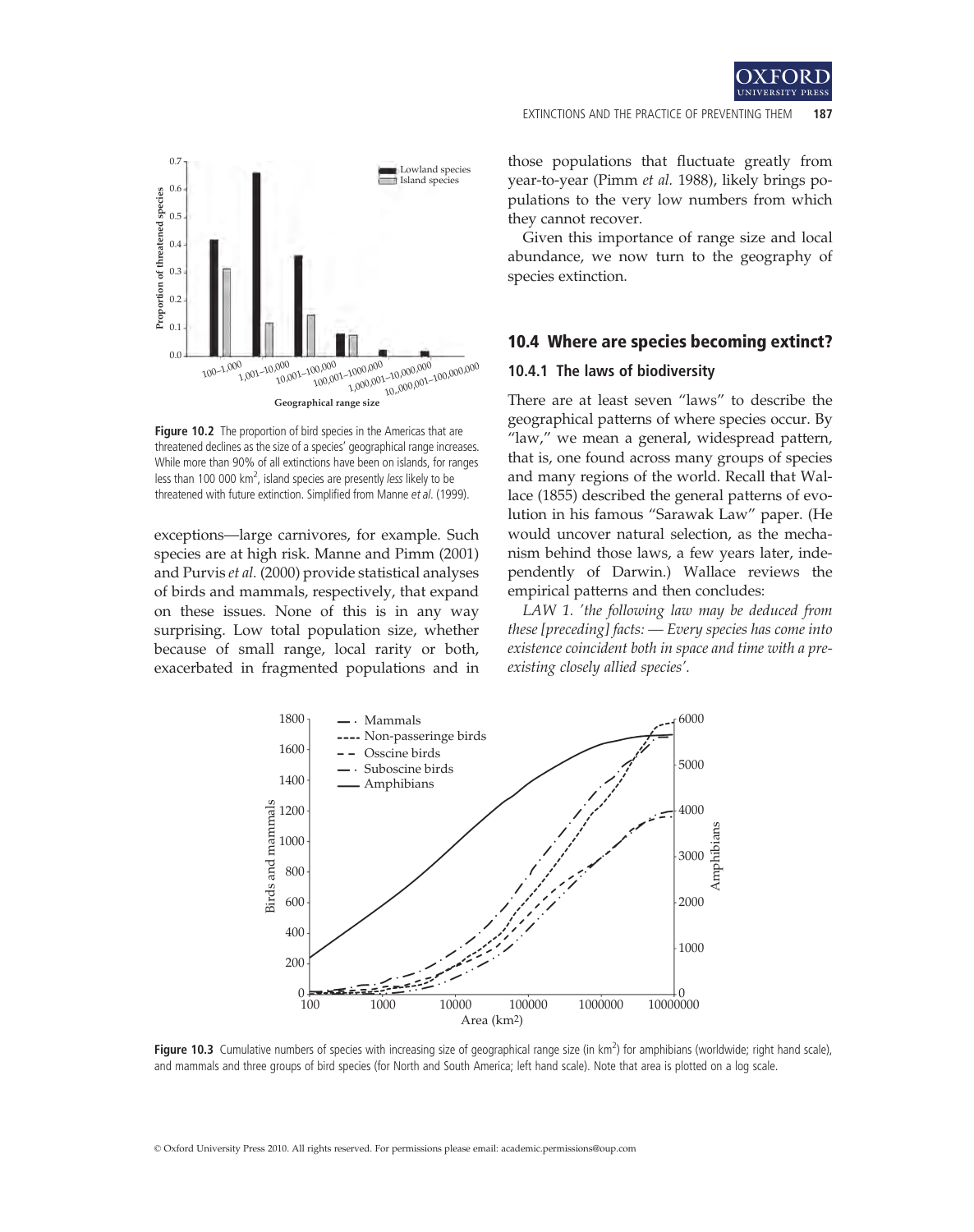Figure 10.2 The proportion of bird species in the Americas that are threatened declines as the size of a species' geographical range increases. While more than 90% of all extinctions have been on islands, for ranges less than 100 000 km$^2$, island species are presently *less* likely to be threatened with future extinction. Simplified from Manne *et al*. (1999).

exceptions—large carnivores, for example. Such species are at high risk. Manne and Pimm (2001) and Purvis *et al.* (2000) provide statistical analyses of birds and mammals, respectively, that expand on these issues. None of this is in any way surprising. Low total population size, whether because of small range, local rarity or both, exacerbated in fragmented populations and in those populations that fluctuate greatly from year-to-year (Pimm *et al.* 1988), likely brings populations to the very low numbers from which they cannot recover.

Given this importance of range size and local abundance, we now turn to the geography of species extinction.

## 10.4 Where are species becoming extinct?

### 10.4.1 The laws of biodiversity

There are at least seven "laws" to describe the geographical patterns of where species occur. By "law," we mean a general, widespread pattern, that is, one found across many groups of species and many regions of the world. Recall that Wallace (1855) described the general patterns of evolution in his famous "Sarawak Law" paper. (He would uncover natural selection, as the mechanism behind those laws, a few years later, independently of Darwin.) Wallace reviews the empirical patterns and then concludes:

*LAW 1. 'the following law may be deduced from these [preceding] facts: — Every species has come into existence coincident both in space and time with a pre-existing closely allied species'.*

Figure 10.3 Cumulative numbers of species with increasing size of geographical range size (in km$^2$) for amphibians (worldwide; right hand scale), and mammals and three groups of bird species (for North and South America; left hand scale). Note that area is plotted on a log scale.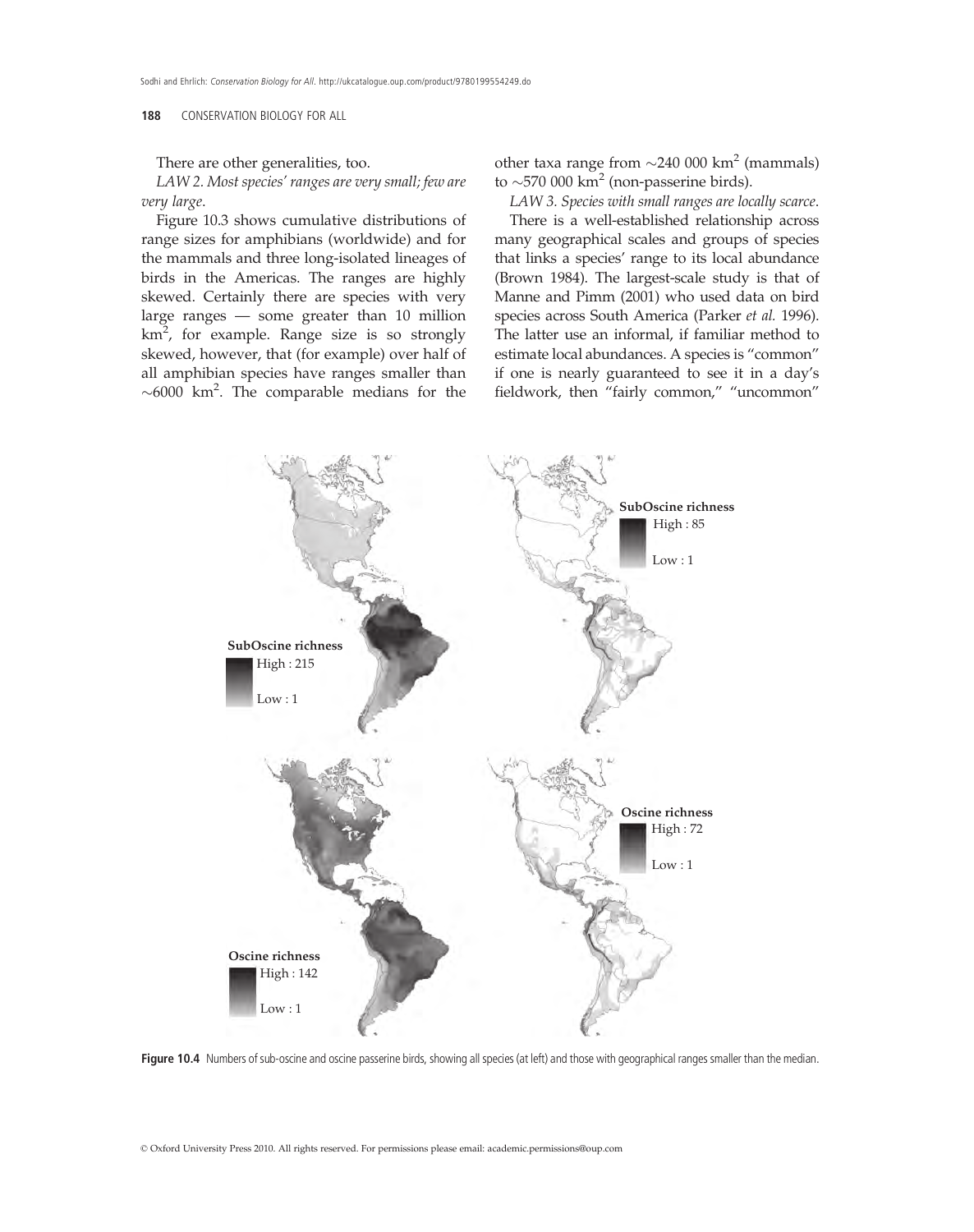There are other generalities, too.

*LAW 2. Most species' ranges are very small; few are very large.*

Figure 10.3 shows cumulative distributions of range sizes for amphibians (worldwide) and for the mammals and three long-isolated lineages of birds in the Americas. The ranges are highly skewed. Certainly there are species with very large ranges — some greater than 10 million $km^2$, for example. Range size is so strongly skewed, however, that (for example) over half of all amphibian species have ranges smaller than $\sim$6000 $km^2$. The comparable medians for the other taxa range from $\sim$240 000 $km^2$ (mammals) to $\sim$570 000 $km^2$ (non-passerine birds).

*LAW 3. Species with small ranges are locally scarce.*

There is a well-established relationship across many geographical scales and groups of species that links a species' range to its local abundance (Brown 1984). The largest-scale study is that of Manne and Pimm (2001) who used data on bird species across South America (Parker *et al.* 1996). The latter use an informal, if familiar method to estimate local abundances. A species is "common" if one is nearly guaranteed to see it in a day's fieldwork, then "fairly common," "uncommon"

**Figure 10.4** Numbers of sub-oscine and oscine passerine birds, showing all species (at left) and those with geographical ranges smaller than the median.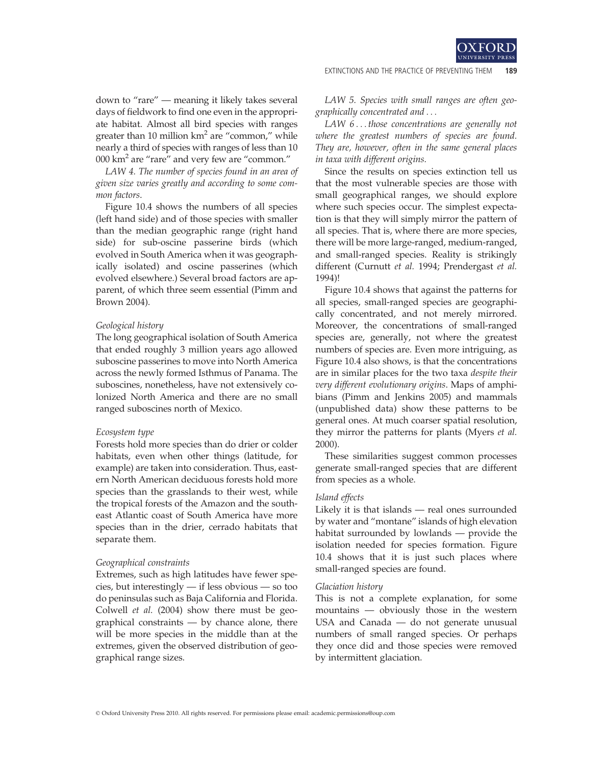down to "rare" — meaning it likely takes several days of fieldwork to find one even in the appropriate habitat. Almost all bird species with ranges greater than 10 million km$^2$ are "common," while nearly a third of species with ranges of less than 10 000 km$^2$ are "rare" and very few are "common."

*LAW 4. The number of species found in an area of given size varies greatly and according to some common factors*.

Figure 10.4 shows the numbers of all species (left hand side) and of those species with smaller than the median geographic range (right hand side) for sub-oscine passerine birds (which evolved in South America when it was geographically isolated) and oscine passerines (which evolved elsewhere.) Several broad factors are apparent, of which three seem essential (Pimm and Brown 2004).

*Geological history*

The long geographical isolation of South America that ended roughly 3 million years ago allowed suboscine passerines to move into North America across the newly formed Isthmus of Panama. The suboscines, nonetheless, have not extensively colonized North America and there are no small ranged suboscines north of Mexico.

*Ecosystem type*

Forests hold more species than do drier or colder habitats, even when other things (latitude, for example) are taken into consideration. Thus, eastern North American deciduous forests hold more species than the grasslands to their west, while the tropical forests of the Amazon and the southeast Atlantic coast of South America have more species than in the drier, cerrado habitats that separate them.

*Geographical constraints*

Extremes, such as high latitudes have fewer species, but interestingly — if less obvious — so too do peninsulas such as Baja California and Florida. Colwell *et al.* (2004) show there must be geographical constraints — by chance alone, there will be more species in the middle than at the extremes, given the observed distribution of geographical range sizes.

*LAW 5. Species with small ranges are often geographically concentrated and . . .*

*LAW 6 . . . those concentrations are generally not where the greatest numbers of species are found. They are, however, often in the same general places in taxa with different origins.*

Since the results on species extinction tell us that the most vulnerable species are those with small geographical ranges, we should explore where such species occur. The simplest expectation is that they will simply mirror the pattern of all species. That is, where there are more species, there will be more large-ranged, medium-ranged, and small-ranged species. Reality is strikingly different (Curnutt *et al.* 1994; Prendergast *et al.* 1994)!

Figure 10.4 shows that against the patterns for all species, small-ranged species are geographically concentrated, and not merely mirrored. Moreover, the concentrations of small-ranged species are, generally, not where the greatest numbers of species are. Even more intriguing, as Figure 10.4 also shows, is that the concentrations are in similar places for the two taxa *despite their very different evolutionary origins*. Maps of amphibians (Pimm and Jenkins 2005) and mammals (unpublished data) show these patterns to be general ones. At much coarser spatial resolution, they mirror the patterns for plants (Myers *et al.* 2000).

These similarities suggest common processes generate small-ranged species that are different from species as a whole.

*Island effects*

Likely it is that islands — real ones surrounded by water and "montane" islands of high elevation habitat surrounded by lowlands — provide the isolation needed for species formation. Figure 10.4 shows that it is just such places where small-ranged species are found.

*Glaciation history*

This is not a complete explanation, for some mountains — obviously those in the western USA and Canada — do not generate unusual numbers of small ranged species. Or perhaps they once did and those species were removed by intermittent glaciation.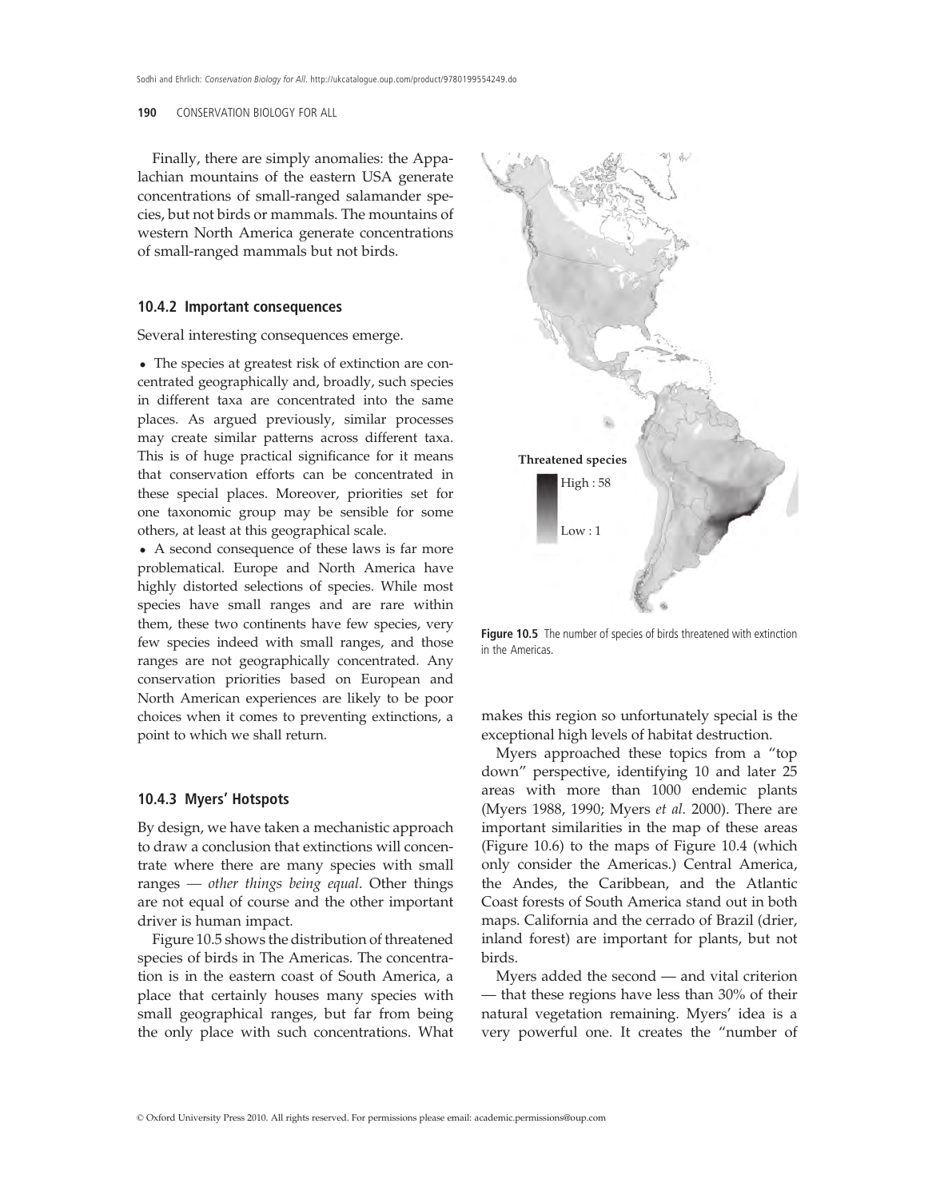Finally, there are simply anomalies: the Appalachian mountains of the eastern USA generate concentrations of small-ranged salamander species, but not birds or mammals. The mountains of western North America generate concentrations of small-ranged mammals but not birds.

### 10.4.2 Important consequences

Several interesting consequences emerge.

- The species at greatest risk of extinction are concentrated geographically and, broadly, such species in different taxa are concentrated into the same places. As argued previously, similar processes may create similar patterns across different taxa. This is of huge practical significance for it means that conservation efforts can be concentrated in these special places. Moreover, priorities set for one taxonomic group may be sensible for some others, at least at this geographical scale.
- A second consequence of these laws is far more problematical. Europe and North America have highly distorted selections of species. While most species have small ranges and are rare within them, these two continents have few species, very few species indeed with small ranges, and those ranges are not geographically concentrated. Any conservation priorities based on European and North American experiences are likely to be poor choices when it comes to preventing extinctions, a point to which we shall return.

### 10.4.3 Myers' Hotspots

By design, we have taken a mechanistic approach to draw a conclusion that extinctions will concentrate where there are many species with small ranges — *other things being equal*. Other things are not equal of course and the other important driver is human impact.

Figure 10.5 shows the distribution of threatened species of birds in The Americas. The concentration is in the eastern coast of South America, a place that certainly houses many species with small geographical ranges, but far from being the only place with such concentrations. What makes this region so unfortunately special is the exceptional high levels of habitat destruction.

Threatened species

High : 58

Low : 1

**Figure 10.5** The number of species of birds threatened with extinction in the Americas.

Myers approached these topics from a "top down" perspective, identifying 10 and later 25 areas with more than 1000 endemic plants (Myers 1988, 1990; Myers *et al.* 2000). There are important similarities in the map of these areas (Figure 10.6) to the maps of Figure 10.4 (which only consider the Americas.) Central America, the Andes, the Caribbean, and the Atlantic Coast forests of South America stand out in both maps. California and the cerrado of Brazil (drier, inland forest) are important for plants, but not birds.

Myers added the second — and vital criterion — that these regions have less than 30% of their natural vegetation remaining. Myers' idea is a very powerful one. It creates the "number of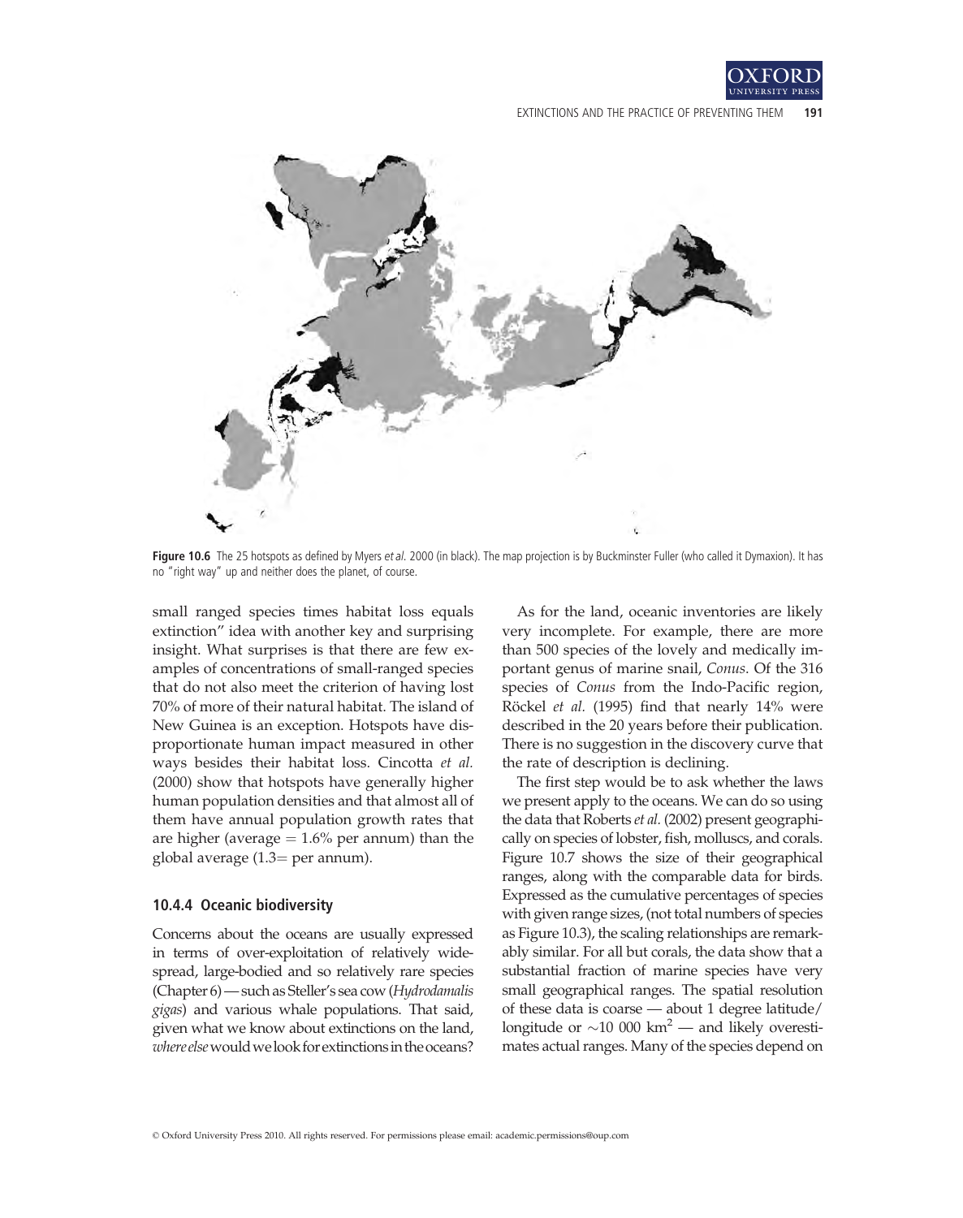**Figure 10.6** The 25 hotspots as defined by Myers *et al.* 2000 (in black). The map projection is by Buckminster Fuller (who called it Dymaxion). It has no "right way" up and neither does the planet, of course.

small ranged species times habitat loss equals extinction" idea with another key and surprising insight. What surprises is that there are few examples of concentrations of small-ranged species that do not also meet the criterion of having lost 70% of more of their natural habitat. The island of New Guinea is an exception. Hotspots have disproportionate human impact measured in other ways besides their habitat loss. Cincotta *et al.* (2000) show that hotspots have generally higher human population densities and that almost all of them have annual population growth rates that are higher (average = 1.6% per annum) than the global average (1.3= per annum).

### 10.4.4 Oceanic biodiversity

Concerns about the oceans are usually expressed in terms of over-exploitation of relatively widespread, large-bodied and so relatively rare species (Chapter 6) — such as Steller's sea cow (*Hydrodamalis gigas*) and various whale populations. That said, given what we know about extinctions on the land, *where else* would we look for extinctions in the oceans?

As for the land, oceanic inventories are likely very incomplete. For example, there are more than 500 species of the lovely and medically important genus of marine snail, *Conus*. Of the 316 species of *Conus* from the Indo-Pacific region, Röckel *et al.* (1995) find that nearly 14% were described in the 20 years before their publication. There is no suggestion in the discovery curve that the rate of description is declining.

The first step would be to ask whether the laws we present apply to the oceans. We can do so using the data that Roberts *et al.* (2002) present geographically on species of lobster, fish, molluscs, and corals. Figure 10.7 shows the size of their geographical ranges, along with the comparable data for birds. Expressed as the cumulative percentages of species with given range sizes, (not total numbers of species as Figure 10.3), the scaling relationships are remarkably similar. For all but corals, the data show that a substantial fraction of marine species have very small geographical ranges. The spatial resolution of these data is coarse — about 1 degree latitude/longitude or ~10 000 km$^2$ — and likely overestimates actual ranges. Many of the species depend on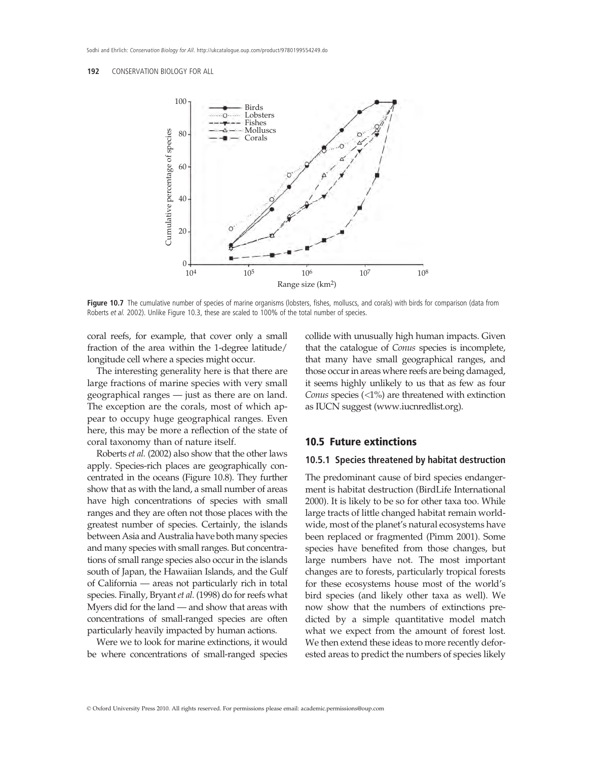**Figure 10.7** The cumulative number of species of marine organisms (lobsters, fishes, molluscs, and corals) with birds for comparison (data from Roberts *et al.* 2002). Unlike Figure 10.3, these are scaled to 100% of the total number of species.

coral reefs, for example, that cover only a small fraction of the area within the 1-degree latitude/longitude cell where a species might occur.

The interesting generality here is that there are large fractions of marine species with very small geographical ranges — just as there are on land. The exception are the corals, most of which appear to occupy huge geographical ranges. Even here, this may be more a reflection of the state of coral taxonomy than of nature itself.

Roberts *et al.* (2002) also show that the other laws apply. Species-rich places are geographically concentrated in the oceans (Figure 10.8). They further show that as with the land, a small number of areas have high concentrations of species with small ranges and they are often not those places with the greatest number of species. Certainly, the islands between Asia and Australia have both many species and many species with small ranges. But concentrations of small range species also occur in the islands south of Japan, the Hawaiian Islands, and the Gulf of California — areas not particularly rich in total species. Finally, Bryant *et al.* (1998) do for reefs what Myers did for the land — and show that areas with concentrations of small-ranged species are often particularly heavily impacted by human actions.

Were we to look for marine extinctions, it would be where concentrations of small-ranged species collide with unusually high human impacts. Given that the catalogue of *Conus* species is incomplete, that many have small geographical ranges, and those occur in areas where reefs are being damaged, it seems highly unlikely to us that as few as four *Conus* species (<1%) are threatened with extinction as IUCN suggest (www.iucnredlist.org).

## 10.5 Future extinctions

### 10.5.1 Species threatened by habitat destruction

The predominant cause of bird species endangerment is habitat destruction (BirdLife International 2000). It is likely to be so for other taxa too. While large tracts of little changed habitat remain worldwide, most of the planet's natural ecosystems have been replaced or fragmented (Pimm 2001). Some species have benefited from those changes, but large numbers have not. The most important changes are to forests, particularly tropical forests for these ecosystems house most of the world's bird species (and likely other taxa as well). We now show that the numbers of extinctions predicted by a simple quantitative model match what we expect from the amount of forest lost. We then extend these ideas to more recently deforested areas to predict the numbers of species likely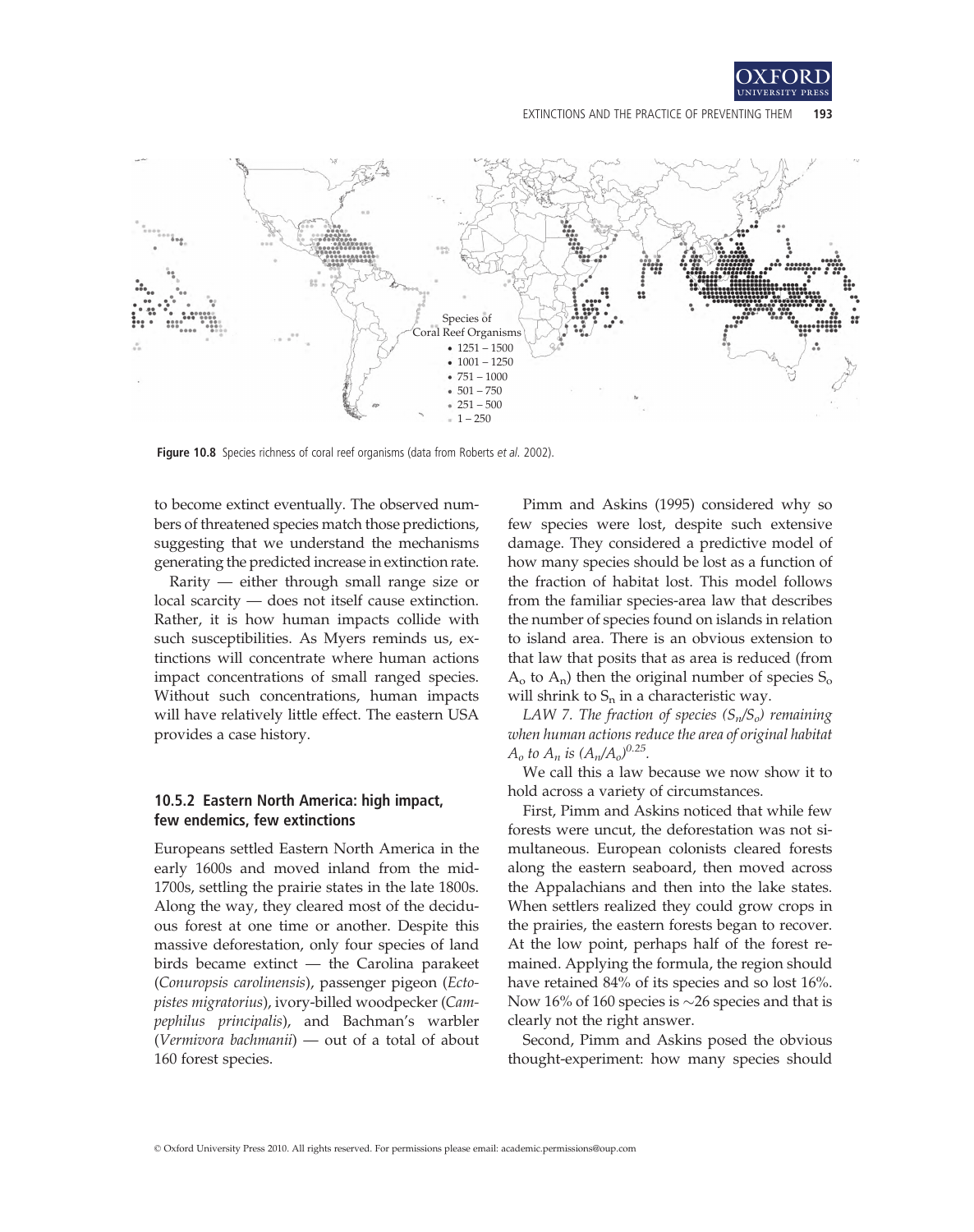Figure 10.8 Species richness of coral reef organisms (data from Roberts *et al.* 2002).

to become extinct eventually. The observed numbers of threatened species match those predictions, suggesting that we understand the mechanisms generating the predicted increase in extinction rate.

Rarity — either through small range size or local scarcity — does not itself cause extinction. Rather, it is how human impacts collide with such susceptibilities. As Myers reminds us, extinctions will concentrate where human actions impact concentrations of small ranged species. Without such concentrations, human impacts will have relatively little effect. The eastern USA provides a case history.

### 10.5.2 Eastern North America: high impact, few endemics, few extinctions

Europeans settled Eastern North America in the early 1600s and moved inland from the mid-1700s, settling the prairie states in the late 1800s. Along the way, they cleared most of the deciduous forest at one time or another. Despite this massive deforestation, only four species of land birds became extinct — the Carolina parakeet (*Conuropsis carolinensis*), passenger pigeon (*Ectopistes migratorius*), ivory-billed woodpecker (*Campephilus principalis*), and Bachman's warbler (*Vermivora bachmanii*) — out of a total of about 160 forest species.

Pimm and Askins (1995) considered why so few species were lost, despite such extensive damage. They considered a predictive model of how many species should be lost as a function of the fraction of habitat lost. This model follows from the familiar species-area law that describes the number of species found on islands in relation to island area. There is an obvious extension to that law that posits that as area is reduced (from $A_o$ to $A_n$) then the original number of species $S_o$ will shrink to $S_n$ in a characteristic way.

*LAW 7. The fraction of species ($S_n/S_o$) remaining when human actions reduce the area of original habitat $A_o$ to $A_n$ is $(A_n/A_o)^{0.25}$.*

We call this a law because we now show it to hold across a variety of circumstances.

First, Pimm and Askins noticed that while few forests were uncut, the deforestation was not simultaneous. European colonists cleared forests along the eastern seaboard, then moved across the Appalachians and then into the lake states. When settlers realized they could grow crops in the prairies, the eastern forests began to recover. At the low point, perhaps half of the forest remained. Applying the formula, the region should have retained 84% of its species and so lost 16%. Now 16% of 160 species is ~26 species and that is clearly not the right answer.

Second, Pimm and Askins posed the obvious thought-experiment: how many species should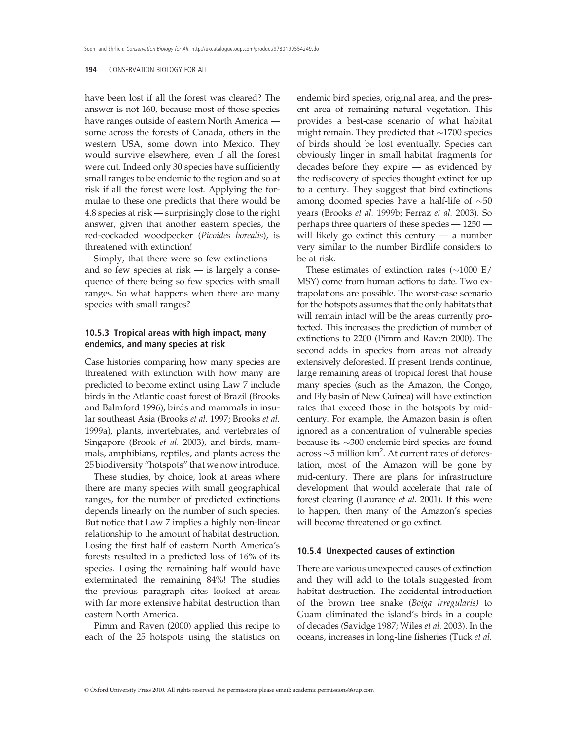have been lost if all the forest was cleared? The answer is not 160, because most of those species have ranges outside of eastern North America — some across the forests of Canada, others in the western USA, some down into Mexico. They would survive elsewhere, even if all the forest were cut. Indeed only 30 species have sufficiently small ranges to be endemic to the region and so at risk if all the forest were lost. Applying the formulae to these one predicts that there would be 4.8 species at risk — surprisingly close to the right answer, given that another eastern species, the red-cockaded woodpecker (*Picoides borealis*), is threatened with extinction!

Simply, that there were so few extinctions — and so few species at risk — is largely a consequence of there being so few species with small ranges. So what happens when there are many species with small ranges?

### 10.5.3 Tropical areas with high impact, many endemics, and many species at risk

Case histories comparing how many species are threatened with extinction with how many are predicted to become extinct using Law 7 include birds in the Atlantic coast forest of Brazil (Brooks and Balmford 1996), birds and mammals in insular southeast Asia (Brooks *et al.* 1997; Brooks *et al.* 1999a), plants, invertebrates, and vertebrates of Singapore (Brook *et al.* 2003), and birds, mammals, amphibians, reptiles, and plants across the 25 biodiversity "hotspots" that we now introduce.

These studies, by choice, look at areas where there are many species with small geographical ranges, for the number of predicted extinctions depends linearly on the number of such species. But notice that Law 7 implies a highly non-linear relationship to the amount of habitat destruction. Losing the first half of eastern North America's forests resulted in a predicted loss of 16% of its species. Losing the remaining half would have exterminated the remaining 84%! The studies the previous paragraph cites looked at areas with far more extensive habitat destruction than eastern North America.

Pimm and Raven (2000) applied this recipe to each of the 25 hotspots using the statistics on endemic bird species, original area, and the present area of remaining natural vegetation. This provides a best-case scenario of what habitat might remain. They predicted that ~1700 species of birds should be lost eventually. Species can obviously linger in small habitat fragments for decades before they expire — as evidenced by the rediscovery of species thought extinct for up to a century. They suggest that bird extinctions among doomed species have a half-life of ~50 years (Brooks *et al.* 1999b; Ferraz *et al.* 2003). So perhaps three quarters of these species — 1250 — will likely go extinct this century — a number very similar to the number Birdlife considers to be at risk.

These estimates of extinction rates (~1000 E/MSY) come from human actions to date. Two extrapolations are possible. The worst-case scenario for the hotspots assumes that the only habitats that will remain intact will be the areas currently protected. This increases the prediction of number of extinctions to 2200 (Pimm and Raven 2000). The second adds in species from areas not already extensively deforested. If present trends continue, large remaining areas of tropical forest that house many species (such as the Amazon, the Congo, and Fly basin of New Guinea) will have extinction rates that exceed those in the hotspots by mid-century. For example, the Amazon basin is often ignored as a concentration of vulnerable species because its ~300 endemic bird species are found across ~5 million km$^2$. At current rates of deforestation, most of the Amazon will be gone by mid-century. There are plans for infrastructure development that would accelerate that rate of forest clearing (Laurance *et al.* 2001). If this were to happen, then many of the Amazon's species will become threatened or go extinct.

### 10.5.4 Unexpected causes of extinction

There are various unexpected causes of extinction and they will add to the totals suggested from habitat destruction. The accidental introduction of the brown tree snake (*Boiga irregularis*) to Guam eliminated the island's birds in a couple of decades (Savidge 1987; Wiles *et al.* 2003). In the oceans, increases in long-line fisheries (Tuck *et al.*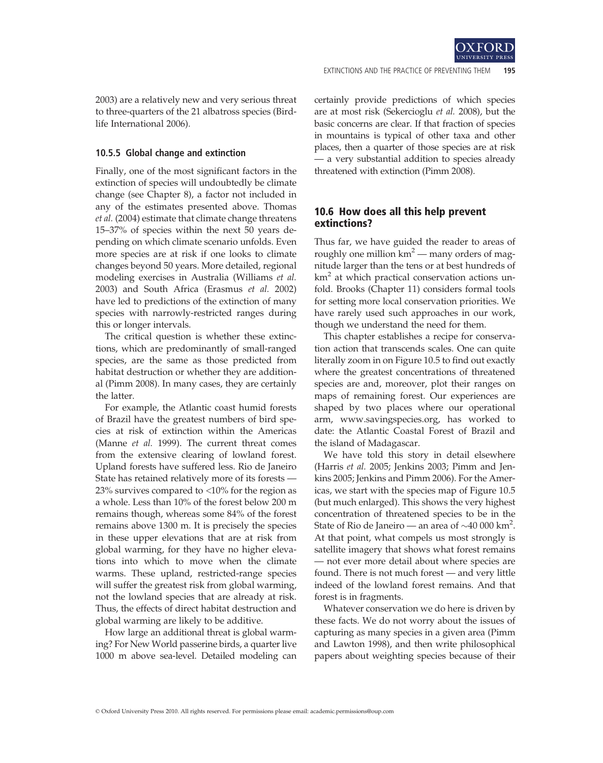2003) are a relatively new and very serious threat to three-quarters of the 21 albatross species (Birdlife International 2006).

### 10.5.5 Global change and extinction

Finally, one of the most significant factors in the extinction of species will undoubtedly be climate change (see Chapter 8), a factor not included in any of the estimates presented above. Thomas *et al.* (2004) estimate that climate change threatens 15–37% of species within the next 50 years depending on which climate scenario unfolds. Even more species are at risk if one looks to climate changes beyond 50 years. More detailed, regional modeling exercises in Australia (Williams *et al.* 2003) and South Africa (Erasmus *et al.* 2002) have led to predictions of the extinction of many species with narrowly-restricted ranges during this or longer intervals.

The critical question is whether these extinctions, which are predominantly of small-ranged species, are the same as those predicted from habitat destruction or whether they are additional (Pimm 2008). In many cases, they are certainly the latter.

For example, the Atlantic coast humid forests of Brazil have the greatest numbers of bird species at risk of extinction within the Americas (Manne *et al.* 1999). The current threat comes from the extensive clearing of lowland forest. Upland forests have suffered less. Rio de Janeiro State has retained relatively more of its forests — 23% survives compared to <10% for the region as a whole. Less than 10% of the forest below 200 m remains though, whereas some 84% of the forest remains above 1300 m. It is precisely the species in these upper elevations that are at risk from global warming, for they have no higher elevations into which to move when the climate warms. These upland, restricted-range species will suffer the greatest risk from global warming, not the lowland species that are already at risk. Thus, the effects of direct habitat destruction and global warming are likely to be additive.

How large an additional threat is global warming? For New World passerine birds, a quarter live 1000 m above sea-level. Detailed modeling can certainly provide predictions of which species are at most risk (Sekercioglu *et al.* 2008), but the basic concerns are clear. If that fraction of species in mountains is typical of other taxa and other places, then a quarter of those species are at risk — a very substantial addition to species already threatened with extinction (Pimm 2008).

## 10.6 How does all this help prevent extinctions?

Thus far, we have guided the reader to areas of roughly one million $km^2$ — many orders of magnitude larger than the tens or at best hundreds of $km^2$ at which practical conservation actions unfold. Brooks (Chapter 11) considers formal tools for setting more local conservation priorities. We have rarely used such approaches in our work, though we understand the need for them.

This chapter establishes a recipe for conservation action that transcends scales. One can quite literally zoom in on Figure 10.5 to find out exactly where the greatest concentrations of threatened species are and, moreover, plot their ranges on maps of remaining forest. Our experiences are shaped by two places where our operational arm, www.savingspecies.org, has worked to date: the Atlantic Coastal Forest of Brazil and the island of Madagascar.

We have told this story in detail elsewhere (Harris *et al.* 2005; Jenkins 2003; Pimm and Jenkins 2005; Jenkins and Pimm 2006). For the Americas, we start with the species map of Figure 10.5 (but much enlarged). This shows the very highest concentration of threatened species to be in the State of Rio de Janeiro — an area of ~40 000 $km^2$. At that point, what compels us most strongly is satellite imagery that shows what forest remains — not ever more detail about where species are found. There is not much forest — and very little indeed of the lowland forest remains. And that forest is in fragments.

Whatever conservation we do here is driven by these facts. We do not worry about the issues of capturing as many species in a given area (Pimm and Lawton 1998), and then write philosophical papers about weighting species because of their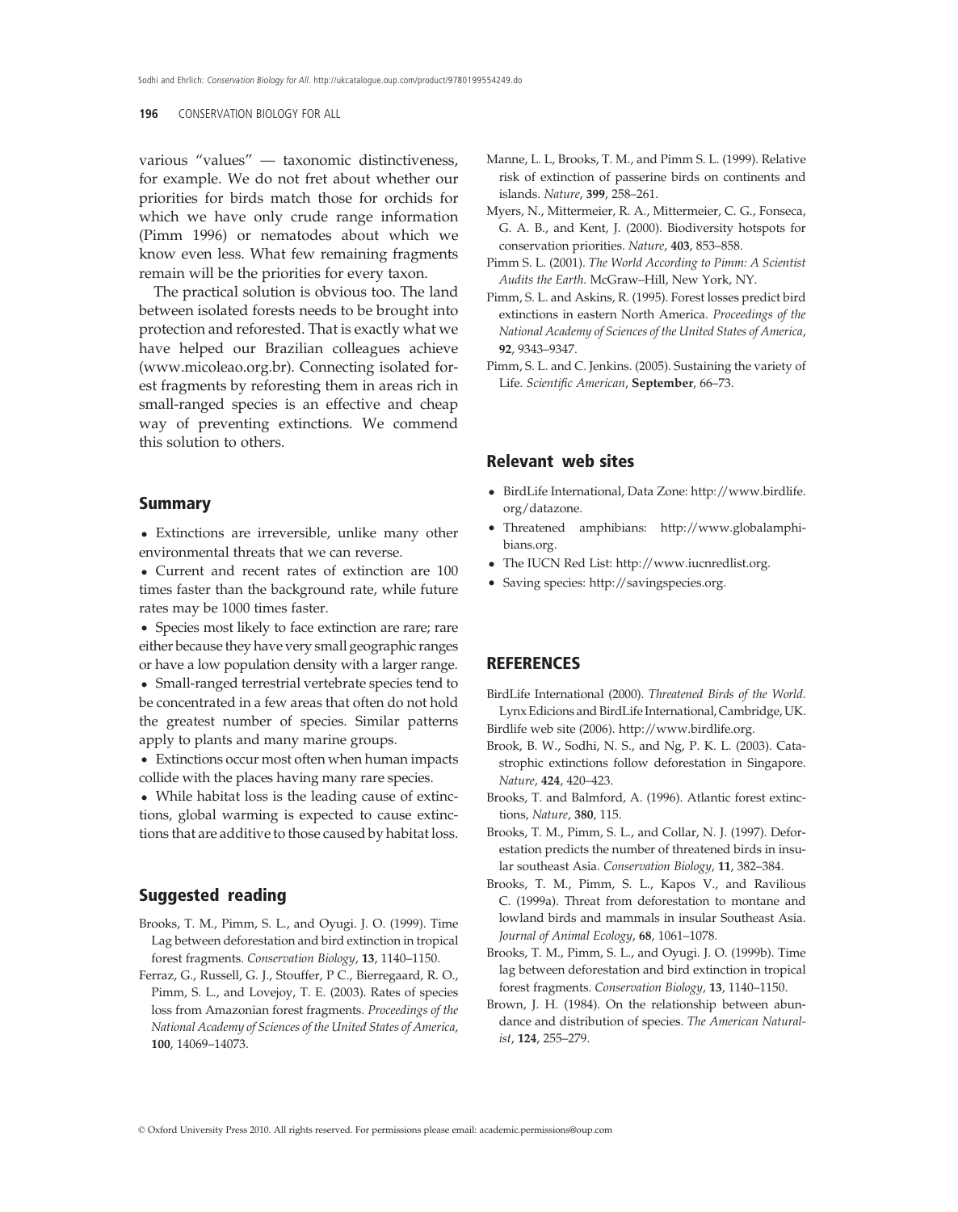various "values" — taxonomic distinctiveness, for example. We do not fret about whether our priorities for birds match those for orchids for which we have only crude range information (Pimm 1996) or nematodes about which we know even less. What few remaining fragments remain will be the priorities for every taxon.

The practical solution is obvious too. The land between isolated forests needs to be brought into protection and reforested. That is exactly what we have helped our Brazilian colleagues achieve (www.micoleao.org.br). Connecting isolated forest fragments by reforesting them in areas rich in small-ranged species is an effective and cheap way of preventing extinctions. We commend this solution to others.

## Summary

- Extinctions are irreversible, unlike many other environmental threats that we can reverse.
- Current and recent rates of extinction are 100 times faster than the background rate, while future rates may be 1000 times faster.
- Species most likely to face extinction are rare; rare either because they have very small geographic ranges or have a low population density with a larger range.
- Small-ranged terrestrial vertebrate species tend to be concentrated in a few areas that often do not hold the greatest number of species. Similar patterns apply to plants and many marine groups.
- Extinctions occur most often when human impacts collide with the places having many rare species.
- While habitat loss is the leading cause of extinctions, global warming is expected to cause extinctions that are additive to those caused by habitat loss.

## Suggested reading

Brooks, T. M., Pimm, S. L., and Oyugi. J. O. (1999). Time Lag between deforestation and bird extinction in tropical forest fragments. *Conservation Biology*, **13**, 1140–1150.

Ferraz, G., Russell, G. J., Stouffer, P C., Bierregaard, R. O., Pimm, S. L., and Lovejoy, T. E. (2003). Rates of species loss from Amazonian forest fragments. *Proceedings of the National Academy of Sciences of the United States of America*, **100**, 14069–14073.

Manne, L. L, Brooks, T. M., and Pimm S. L. (1999). Relative risk of extinction of passerine birds on continents and islands. *Nature*, **399**, 258–261.

Myers, N., Mittermeier, R. A., Mittermeier, C. G., Fonseca, G. A. B., and Kent, J. (2000). Biodiversity hotspots for conservation priorities. *Nature*, **403**, 853–858.

Pimm S. L. (2001). *The World According to Pimm: A Scientist Audits the Earth*. McGraw–Hill, New York, NY.

Pimm, S. L. and Askins, R. (1995). Forest losses predict bird extinctions in eastern North America. *Proceedings of the National Academy of Sciences of the United States of America*, **92**, 9343–9347.

Pimm, S. L. and C. Jenkins. (2005). Sustaining the variety of Life. *Scientific American*, **September**, 66–73.

## Relevant web sites

- BirdLife International, Data Zone: http://www.birdlife.org/datazone.
- Threatened amphibians: http://www.globalamphibians.org.
- The IUCN Red List: http://www.iucnredlist.org.
- Saving species: http://savingspecies.org.

## REFERENCES

BirdLife International (2000). *Threatened Birds of the World*. Lynx Edicions and BirdLife International, Cambridge, UK.

Birdlife web site (2006). http://www.birdlife.org.

Brook, B. W., Sodhi, N. S., and Ng, P. K. L. (2003). Catastrophic extinctions follow deforestation in Singapore. *Nature*, **424**, 420–423.

Brooks, T. and Balmford, A. (1996). Atlantic forest extinctions, *Nature*, **380**, 115.

Brooks, T. M., Pimm, S. L., and Collar, N. J. (1997). Deforestation predicts the number of threatened birds in insular southeast Asia. *Conservation Biology*, **11**, 382–384.

Brooks, T. M., Pimm, S. L., Kapos V., and Ravilious C. (1999a). Threat from deforestation to montane and lowland birds and mammals in insular Southeast Asia. *Journal of Animal Ecology*, **68**, 1061–1078.

Brooks, T. M., Pimm, S. L., and Oyugi, J. O. (1999b). Time lag between deforestation and bird extinction in tropical forest fragments. *Conservation Biology*, **13**, 1140–1150.

Brown, J. H. (1984). On the relationship between abundance and distribution of species. *The American Naturalist*, **124**, 255–279.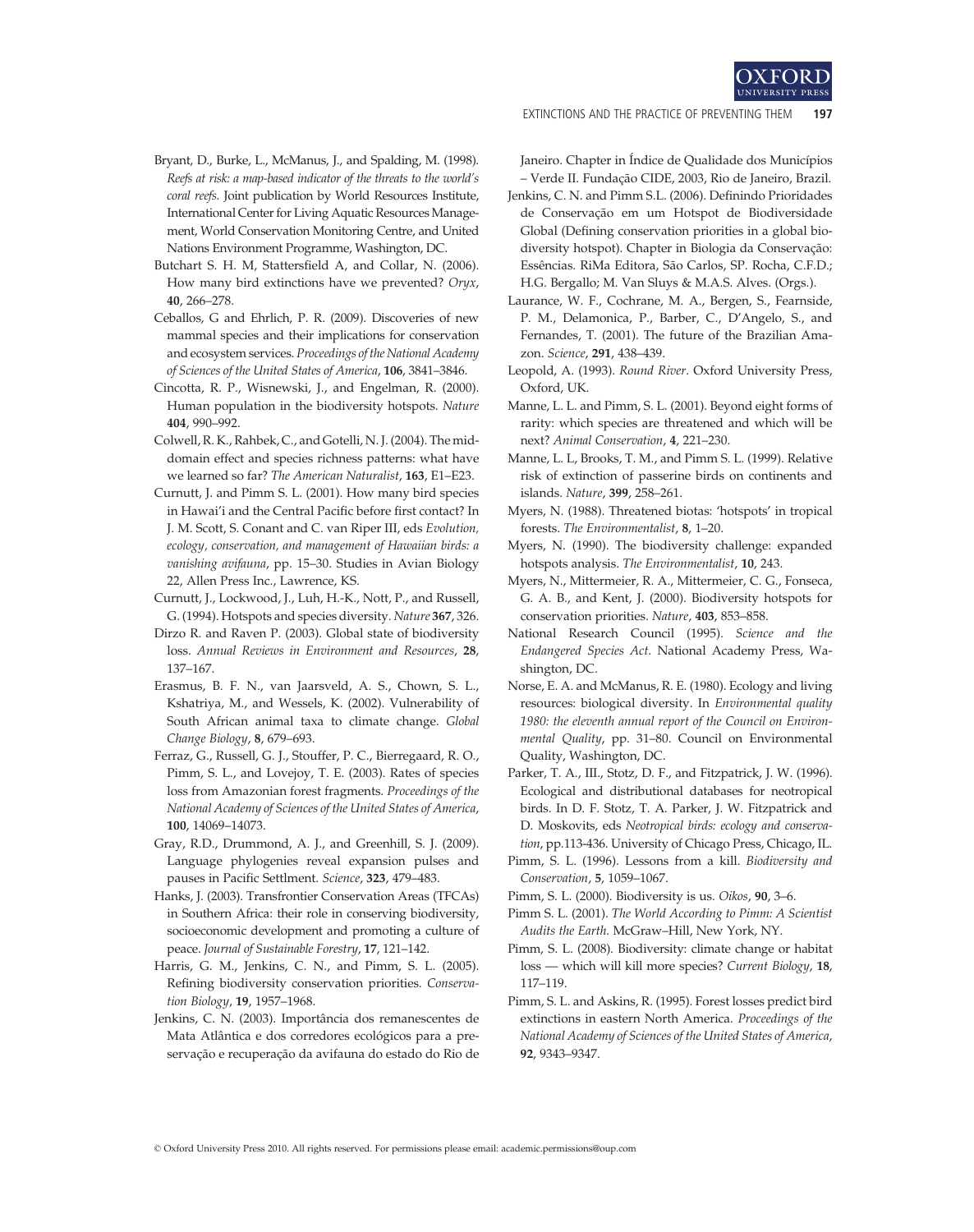Bryant, D., Burke, L., McManus, J., and Spalding, M. (1998). *Reefs at risk: a map-based indicator of the threats to the world's coral reefs*. Joint publication by World Resources Institute, International Center for Living Aquatic Resources Management, World Conservation Monitoring Centre, and United Nations Environment Programme, Washington, DC.

Butchart S. H. M, Stattersfield A, and Collar, N. (2006). How many bird extinctions have we prevented? *Oryx*, **40**, 266–278.

Ceballos, G and Ehrlich, P. R. (2009). Discoveries of new mammal species and their implications for conservation and ecosystem services. *Proceedings of the National Academy of Sciences of the United States of America*, **106**, 3841–3846.

Cincotta, R. P., Wisnewski, J., and Engelman, R. (2000). Human population in the biodiversity hotspots. *Nature* **404**, 990–992.

Colwell, R. K., Rahbek, C., and Gotelli, N. J. (2004). The mid-domain effect and species richness patterns: what have we learned so far? *The American Naturalist*, **163**, E1–E23.

Curnutt, J. and Pimm S. L. (2001). How many bird species in Hawai'i and the Central Pacific before first contact? In J. M. Scott, S. Conant and C. van Riper III, eds *Evolution, ecology, conservation, and management of Hawaiian birds: a vanishing avifauna*, pp. 15–30. Studies in Avian Biology 22, Allen Press Inc., Lawrence, KS.

Curnutt, J., Lockwood, J., Luh, H.-K., Nott, P., and Russell, G. (1994). Hotspots and species diversity. *Nature* **367**, 326.

Dirzo R. and Raven P. (2003). Global state of biodiversity loss. *Annual Reviews in Environment and Resources*, **28**, 137–167.

Erasmus, B. F. N., van Jaarsveld, A. S., Chown, S. L., Kshatriya, M., and Wessels, K. (2002). Vulnerability of South African animal taxa to climate change. *Global Change Biology*, **8**, 679–693.

Ferraz, G., Russell, G. J., Stouffer, P. C., Bierregaard, R. O., Pimm, S. L., and Lovejoy, T. E. (2003). Rates of species loss from Amazonian forest fragments. *Proceedings of the National Academy of Sciences of the United States of America*, **100**, 14069–14073.

Gray, R.D., Drummond, A. J., and Greenhill, S. J. (2009). Language phylogenies reveal expansion pulses and pauses in Pacific Settlment. *Science*, **323**, 479–483.

Hanks, J. (2003). Transfrontier Conservation Areas (TFCAs) in Southern Africa: their role in conserving biodiversity, socioeconomic development and promoting a culture of peace. *Journal of Sustainable Forestry*, **17**, 121–142.

Harris, G. M., Jenkins, C. N., and Pimm, S. L. (2005). Refining biodiversity conservation priorities. *Conservation Biology*, **19**, 1957–1968.

Jenkins, C. N. (2003). Importância dos remanescentes de Mata Atlântica e dos corredores ecológicos para a preservação e recuperação da avifauna do estado do Rio de Janeiro. Chapter in Índice de Qualidade dos Municípios – Verde II. Fundação CIDE, 2003, Rio de Janeiro, Brazil.

Jenkins, C. N. and Pimm S.L. (2006). Definindo Prioridades de Conservação em um Hotspot de Biodiversidade Global (Defining conservation priorities in a global biodiversity hotspot). Chapter in Biologia da Conservação: Essências. RiMa Editora, São Carlos, SP. Rocha, C.F.D.; H.G. Bergallo; M. Van Sluys & M.A.S. Alves. (Orgs.).

Laurance, W. F., Cochrane, M. A., Bergen, S., Fearnside, P. M., Delamonica, P., Barber, C., D'Angelo, S., and Fernandes, T. (2001). The future of the Brazilian Amazon. *Science*, **291**, 438–439.

Leopold, A. (1993). *Round River*. Oxford University Press, Oxford, UK.

Manne, L. L. and Pimm, S. L. (2001). Beyond eight forms of rarity: which species are threatened and which will be next? *Animal Conservation*, **4**, 221–230.

Manne, L. L, Brooks, T. M., and Pimm S. L. (1999). Relative risk of extinction of passerine birds on continents and islands. *Nature*, **399**, 258–261.

Myers, N. (1988). Threatened biotas: 'hotspots' in tropical forests. *The Environmentalist*, **8**, 1–20.

Myers, N. (1990). The biodiversity challenge: expanded hotspots analysis. *The Environmentalist*, **10**, 243.

Myers, N., Mittermeier, R. A., Mittermeier, C. G., Fonseca, G. A. B., and Kent, J. (2000). Biodiversity hotspots for conservation priorities. *Nature*, **403**, 853–858.

National Research Council (1995). *Science and the Endangered Species Act*. National Academy Press, Washington, DC.

Norse, E. A. and McManus, R. E. (1980). Ecology and living resources: biological diversity. In *Environmental quality 1980: the eleventh annual report of the Council on Environmental Quality*, pp. 31–80. Council on Environmental Quality, Washington, DC.

Parker, T. A., III., Stotz, D. F., and Fitzpatrick, J. W. (1996). Ecological and distributional databases for neotropical birds. In D. F. Stotz, T. A. Parker, J. W. Fitzpatrick and D. Moskovits, eds *Neotropical birds: ecology and conservation*, pp.113-436. University of Chicago Press, Chicago, IL.

Pimm, S. L. (1996). Lessons from a kill. *Biodiversity and Conservation*, **5**, 1059–1067.

Pimm, S. L. (2000). Biodiversity is us. *Oikos*, **90**, 3–6.

Pimm S. L. (2001). *The World According to Pimm: A Scientist Audits the Earth*. McGraw–Hill, New York, NY.

Pimm, S. L. (2008). Biodiversity: climate change or habitat loss — which will kill more species? *Current Biology*, **18**, 117–119.

Pimm, S. L. and Askins, R. (1995). Forest losses predict bird extinctions in eastern North America. *Proceedings of the National Academy of Sciences of the United States of America*, **92**, 9343–9347.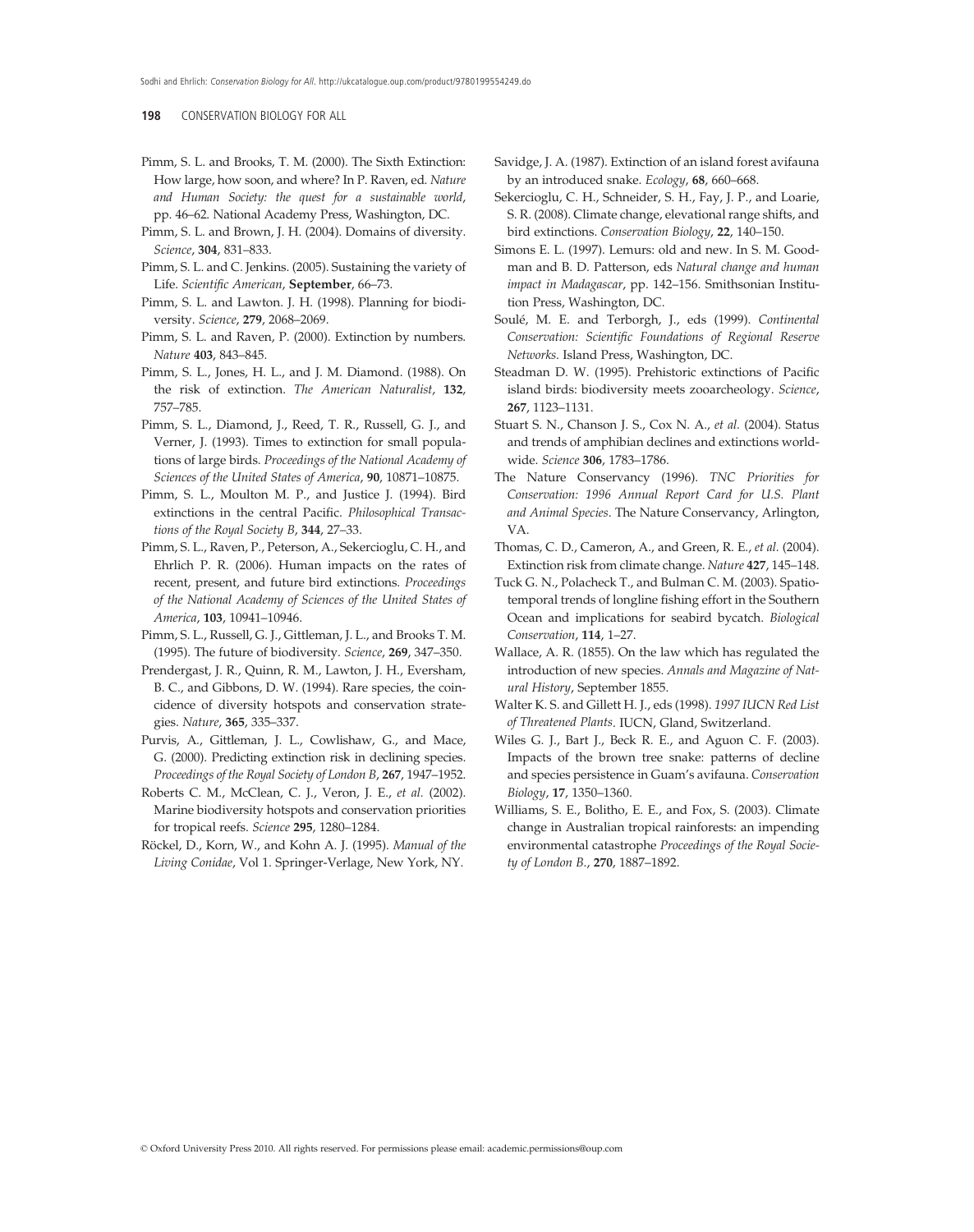Pimm, S. L. and Brooks, T. M. (2000). The Sixth Extinction: How large, how soon, and where? In P. Raven, ed. *Nature and Human Society: the quest for a sustainable world*, pp. 46–62. National Academy Press, Washington, DC.

Pimm, S. L. and Brown, J. H. (2004). Domains of diversity. *Science*, **304**, 831–833.

Pimm, S. L. and C. Jenkins. (2005). Sustaining the variety of Life. *Scientific American*, **September**, 66–73.

Pimm, S. L. and Lawton. J. H. (1998). Planning for biodiversity. *Science*, **279**, 2068–2069.

Pimm, S. L. and Raven, P. (2000). Extinction by numbers. *Nature* **403**, 843–845.

Pimm, S. L., Jones, H. L., and J. M. Diamond. (1988). On the risk of extinction. *The American Naturalist*, **132**, 757–785.

Pimm, S. L., Diamond, J., Reed, T. R., Russell, G. J., and Verner, J. (1993). Times to extinction for small populations of large birds. *Proceedings of the National Academy of Sciences of the United States of America*, **90**, 10871–10875.

Pimm, S. L., Moulton M. P., and Justice J. (1994). Bird extinctions in the central Pacific. *Philosophical Transactions of the Royal Society B*, **344**, 27–33.

Pimm, S. L., Raven, P., Peterson, A., Sekercioglu, C. H., and Ehrlich P. R. (2006). Human impacts on the rates of recent, present, and future bird extinctions. *Proceedings of the National Academy of Sciences of the United States of America*, **103**, 10941–10946.

Pimm, S. L., Russell, G. J., Gittleman, J. L., and Brooks T. M. (1995). The future of biodiversity. *Science*, **269**, 347–350.

Prendergast, J. R., Quinn, R. M., Lawton, J. H., Eversham, B. C., and Gibbons, D. W. (1994). Rare species, the coincidence of diversity hotspots and conservation strategies. *Nature*, **365**, 335–337.

Purvis, A., Gittleman, J. L., Cowlishaw, G., and Mace, G. (2000). Predicting extinction risk in declining species. *Proceedings of the Royal Society of London B*, **267**, 1947–1952.

Roberts C. M., McClean, C. J., Veron, J. E., *et al.* (2002). Marine biodiversity hotspots and conservation priorities for tropical reefs. *Science* **295**, 1280–1284.

Röckel, D., Korn, W., and Kohn A. J. (1995). *Manual of the Living Conidae*, Vol 1. Springer-Verlage, New York, NY.

Savidge, J. A. (1987). Extinction of an island forest avifauna by an introduced snake. *Ecology*, **68**, 660–668.

Sekercioglu, C. H., Schneider, S. H., Fay, J. P., and Loarie, S. R. (2008). Climate change, elevational range shifts, and bird extinctions. *Conservation Biology*, **22**, 140–150.

Simons E. L. (1997). Lemurs: old and new. In S. M. Goodman and B. D. Patterson, eds *Natural change and human impact in Madagascar*, pp. 142–156. Smithsonian Institution Press, Washington, DC.

Soulé, M. E. and Terborgh, J., eds (1999). *Continental Conservation: Scientific Foundations of Regional Reserve Networks*. Island Press, Washington, DC.

Steadman D. W. (1995). Prehistoric extinctions of Pacific island birds: biodiversity meets zooarcheology. *Science*, **267**, 1123–1131.

Stuart S. N., Chanson J. S., Cox N. A., *et al.* (2004). Status and trends of amphibian declines and extinctions worldwide. *Science* **306**, 1783–1786.

The Nature Conservancy (1996). *TNC Priorities for Conservation: 1996 Annual Report Card for U.S. Plant and Animal Species*. The Nature Conservancy, Arlington, VA.

Thomas, C. D., Cameron, A., and Green, R. E., *et al.* (2004). Extinction risk from climate change. *Nature* **427**, 145–148.

Tuck G. N., Polacheck T., and Bulman C. M. (2003). Spatio-temporal trends of longline fishing effort in the Southern Ocean and implications for seabird bycatch. *Biological Conservation*, **114**, 1–27.

Wallace, A. R. (1855). On the law which has regulated the introduction of new species. *Annals and Magazine of Natural History*, September 1855.

Walter K. S. and Gillett H. J., eds (1998). *1997 IUCN Red List of Threatened Plants*. IUCN, Gland, Switzerland.

Wiles G. J., Bart J., Beck R. E., and Aguon C. F. (2003). Impacts of the brown tree snake: patterns of decline and species persistence in Guam's avifauna. *Conservation Biology*, **17**, 1350–1360.

Williams, S. E., Bolitho, E. E., and Fox, S. (2003). Climate change in Australian tropical rainforests: an impending environmental catastrophe *Proceedings of the Royal Society of London B.*, **270**, 1887–1892.